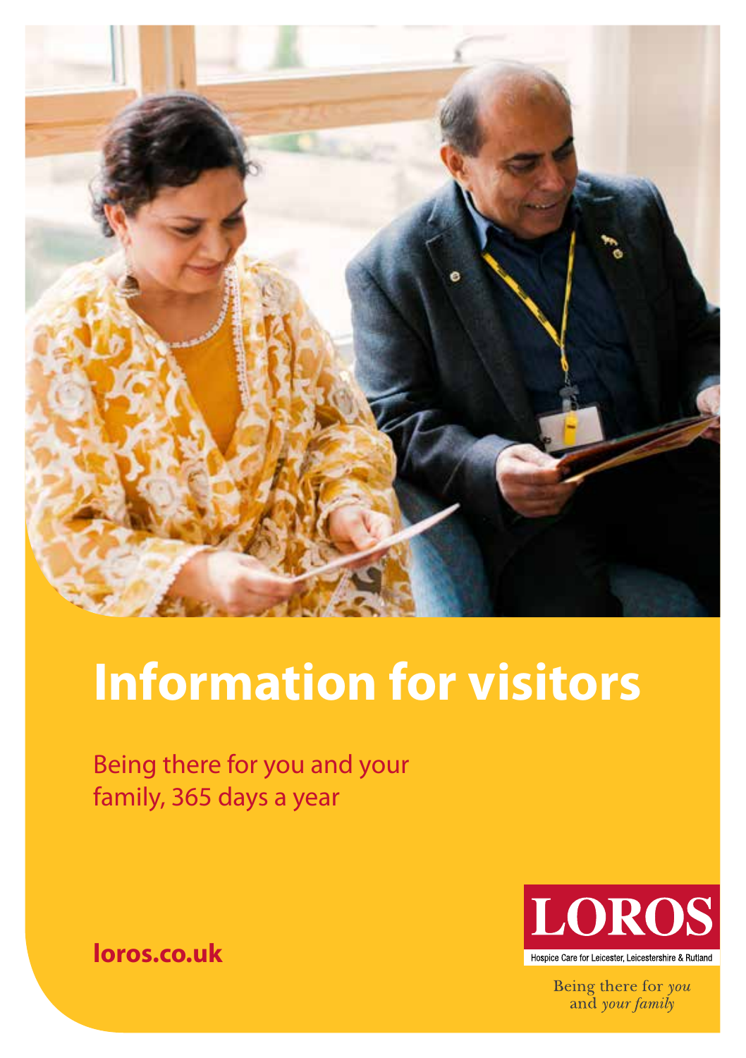# Information for visitors

Being there for you and your family, 365 days a year

**loros.co.uk**

LOROS

Hospice Care for Leicester, Leicestershire & Rutland

Being there for *you* and *your family*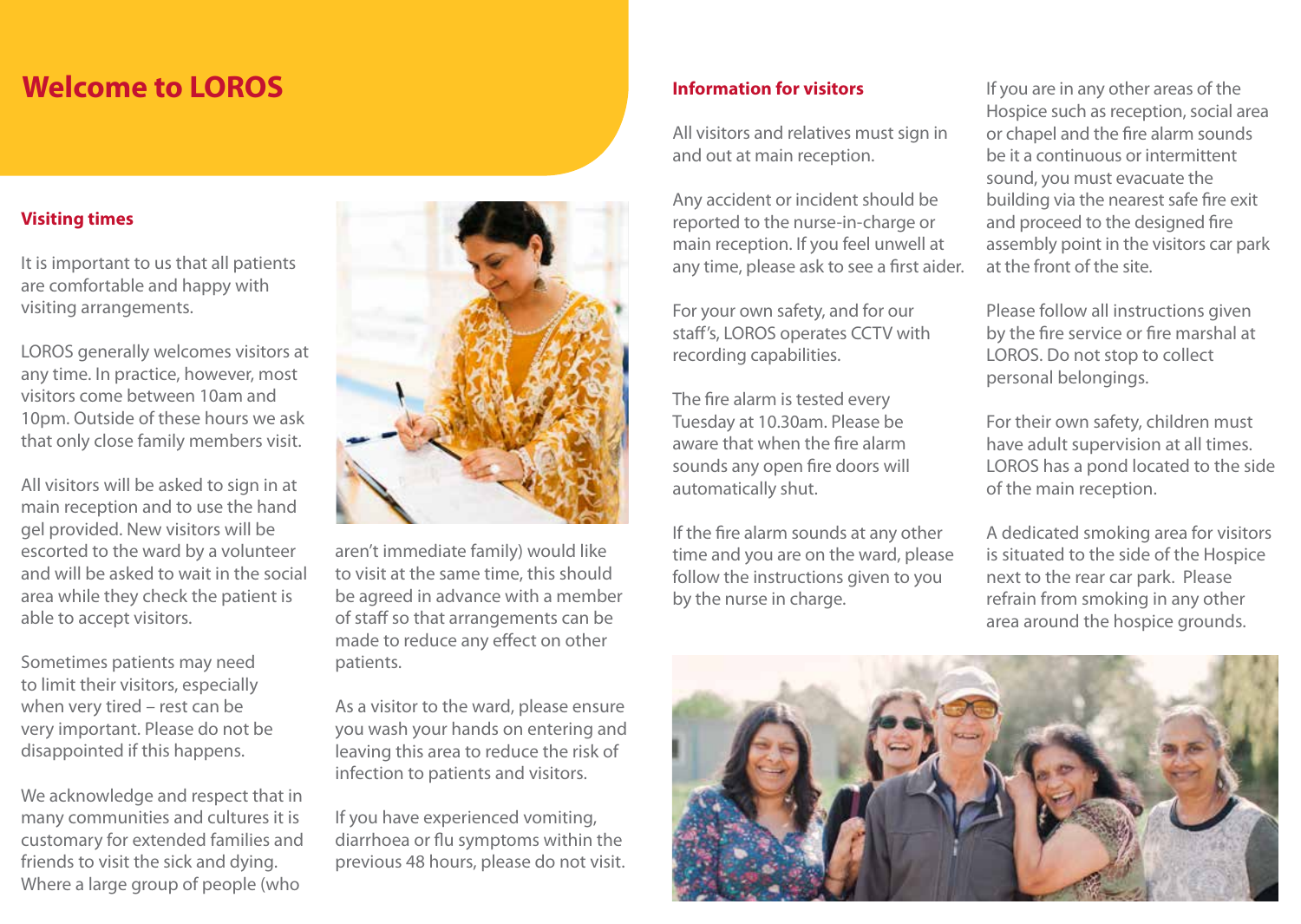# Welcome to LOROS

## Visiting times

It is important to us that all patients are comfortable and happy with visiting arrangements.

LOROS generally welcomes visitors at any time. In practice, however, most visitors come between 10am and 10pm. Outside of these hours we ask that only close family members visit.

All visitors will be asked to sign in at main reception and to use the hand gel provided. New visitors will be escorted to the ward by a volunteer and will be asked to wait in the social area while they check the patient is able to accept visitors.

Sometimes patients may need to limit their visitors, especially when very tired – rest can be very important. Please do not be disappointed if this happens.

We acknowledge and respect that in many communities and cultures it is customary for extended families and friends to visit the sick and dying. Where a large group of people (who aren't immediate family) would like to visit at the same time, this should be agreed in advance with a member of staff so that arrangements can be made to reduce any effect on other patients.

As a visitor to the ward, please ensure you wash your hands on entering and leaving this area to reduce the risk of infection to patients and visitors.

If you have experienced vomiting, diarrhoea or flu symptoms within the previous 48 hours, please do not visit.

## Information for visitors

All visitors and relatives must sign in and out at main reception.

Any accident or incident should be reported to the nurse-in-charge or main reception. If you feel unwell at any time, please ask to see a first aider.

For your own safety, and for our staff's, LOROS operates CCTV with recording capabilities.

The fire alarm is tested every Tuesday at 10.30am. Please be aware that when the fire alarm sounds any open fire doors will automatically shut.

If the fire alarm sounds at any other time and you are on the ward, please follow the instructions given to you by the nurse in charge.

If you are in any other areas of the Hospice such as reception, social area or chapel and the fire alarm sounds be it a continuous or intermittent sound, you must evacuate the building via the nearest safe fire exit and proceed to the designed fire assembly point in the visitors car park at the front of the site.

Please follow all instructions given by the fire service or fire marshal at LOROS. Do not stop to collect personal belongings.

For their own safety, children must have adult supervision at all times. LOROS has a pond located to the side of the main reception.

A dedicated smoking area for visitors is situated to the side of the Hospice next to the rear car park. Please refrain from smoking in any other area around the hospice grounds.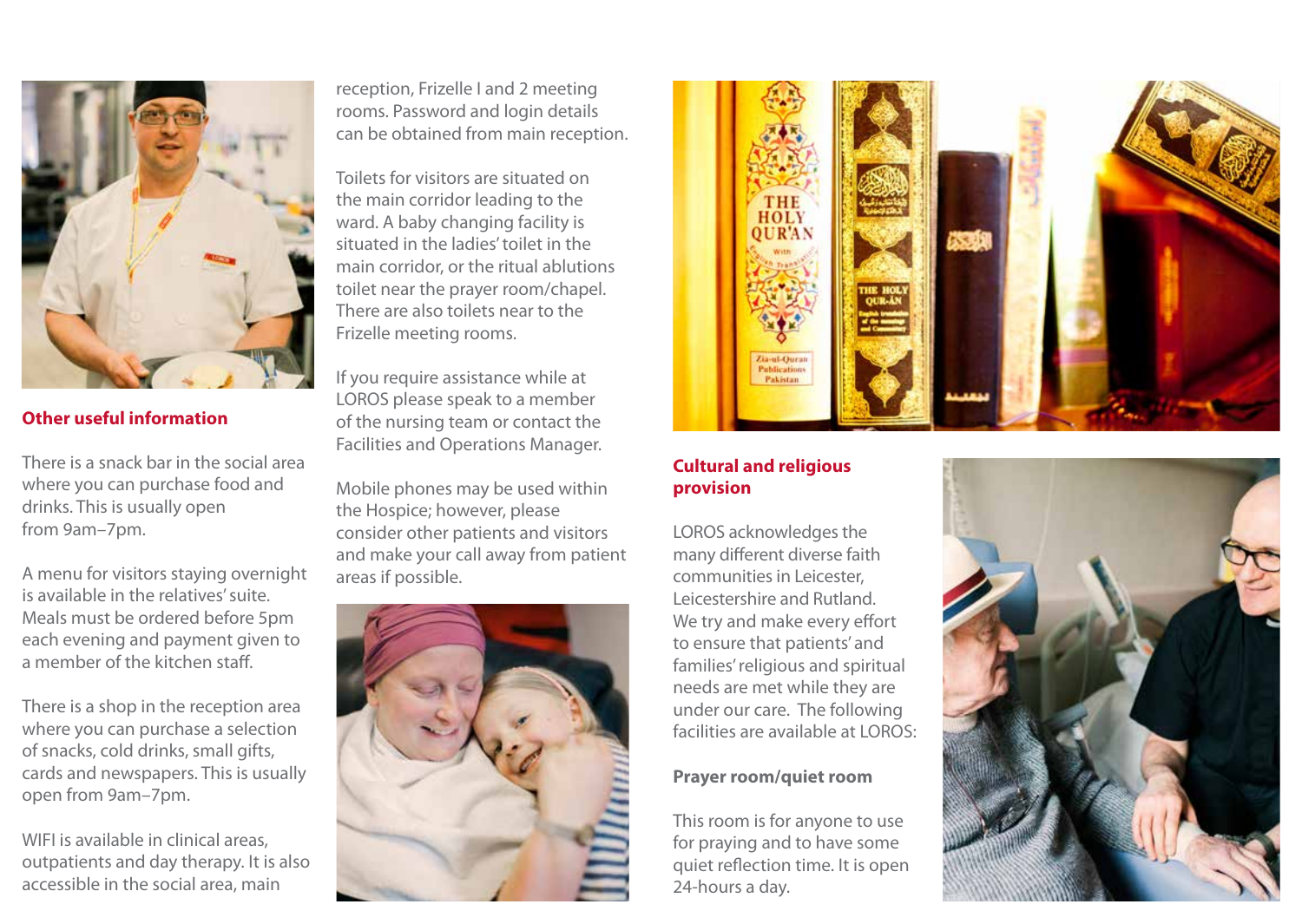## Other useful information

There is a snack bar in the social area where you can purchase food and drinks. This is usually open from 9am–7pm.

A menu for visitors staying overnight is available in the relatives' suite. Meals must be ordered before 5pm each evening and payment given to a member of the kitchen staff.

There is a shop in the reception area where you can purchase a selection of snacks, cold drinks, small gifts, cards and newspapers. This is usually open from 9am–7pm.

WIFI is available in clinical areas, outpatients and day therapy. It is also accessible in the social area, main reception, Frizelle I and 2 meeting rooms. Password and login details can be obtained from main reception.

Toilets for visitors are situated on the main corridor leading to the ward. A baby changing facility is situated in the ladies' toilet in the main corridor, or the ritual ablutions toilet near the prayer room/chapel. There are also toilets near to the Frizelle meeting rooms.

If you require assistance while at LOROS please speak to a member of the nursing team or contact the Facilities and Operations Manager.

Mobile phones may be used within the Hospice; however, please consider other patients and visitors and make your call away from patient areas if possible.

## Cultural and religious provision

LOROS acknowledges the many different diverse faith communities in Leicester, Leicestershire and Rutland. We try and make every effort to ensure that patients' and families' religious and spiritual needs are met while they are under our care. The following facilities are available at LOROS:

### Prayer room/quiet room

This room is for anyone to use for praying and to have some quiet reflection time. It is open 24-hours a day.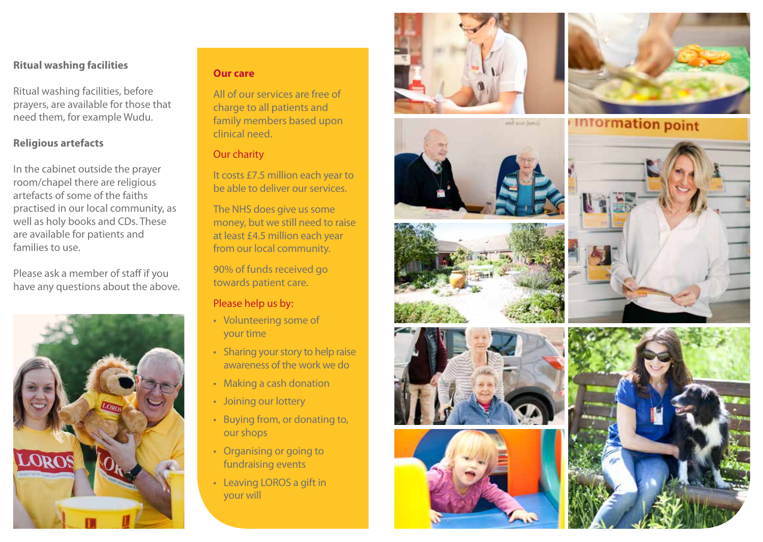## Ritual washing facilities

Ritual washing facilities, before prayers, are available for those that need them, for example Wudu.

## Religious artefacts

In the cabinet outside the prayer room/chapel there are religious artefacts of some of the faiths practised in our local community, as well as holy books and CDs. These are available for patients and families to use.

Please ask a member of staff if you have any questions about the above.

## Our care

All of our services are free of charge to all patients and family members based upon clinical need.

## Our charity

It costs £7.5 million each year to be able to deliver our services.

The NHS does give us some money, but we still need to raise at least £4.5 million each year from our local community.

90% of funds received go towards patient care.

## Please help us by:

- Volunteering some of your time
- Sharing your story to help raise awareness of the work we do
- Making a cash donation
- Joining our lottery
- Buying from, or donating to, our shops
- Organising or going to fundraising events
- Leaving LOROS a gift in your will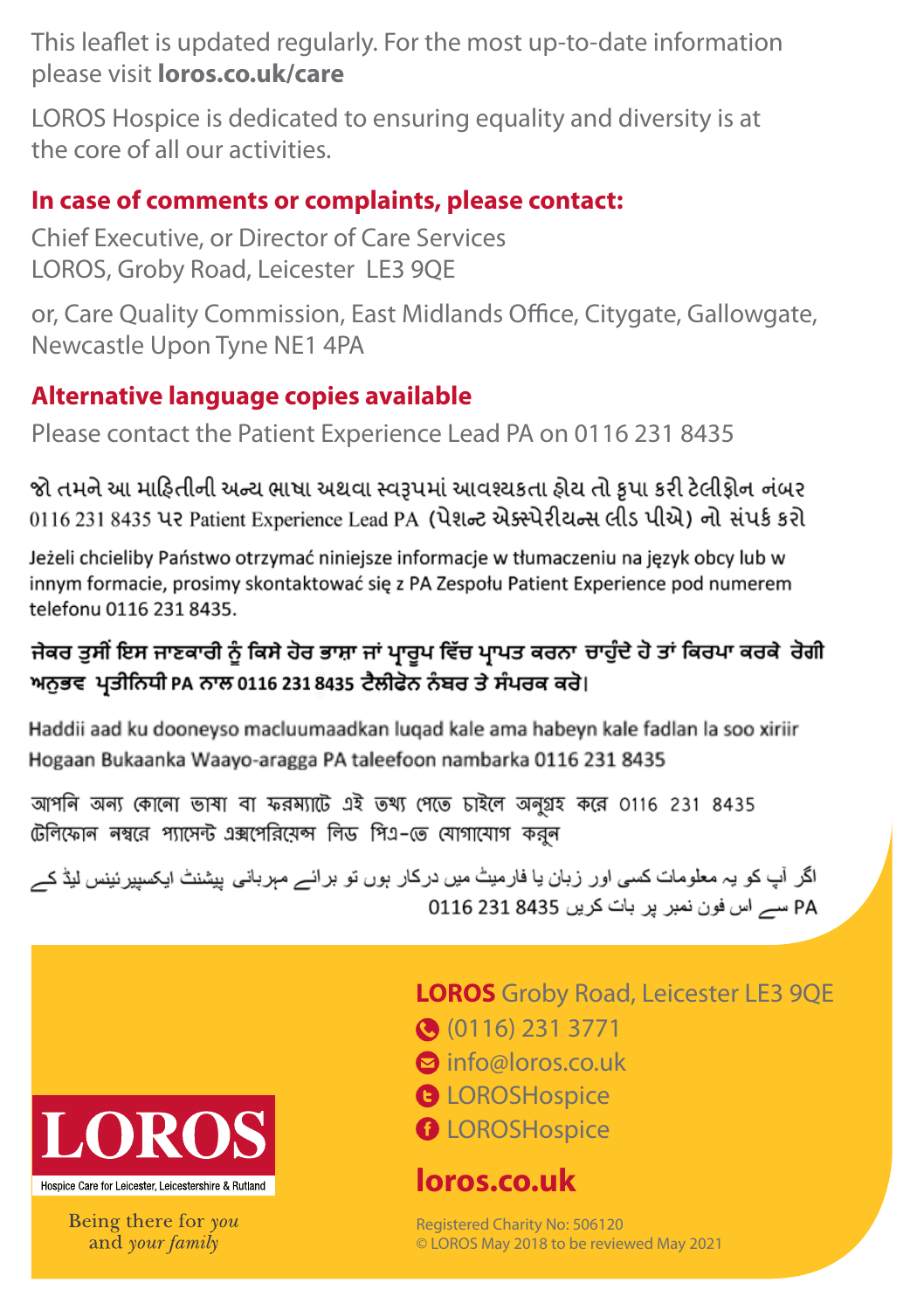This leaflet is updated regularly. For the most up-to-date information please visit **loros.co.uk/care**

LOROS Hospice is dedicated to ensuring equality and diversity is at the core of all our activities.

## In case of comments or complaints, please contact:

Chief Executive, or Director of Care Services
LOROS, Groby Road, Leicester LE3 9QE

or, Care Quality Commission, East Midlands Office, Citygate, Gallowgate, Newcastle Upon Tyne NE1 4PA

## Alternative language copies available

Please contact the Patient Experience Lead PA on 0116 231 8435

જો તમને આ માહિતીની અન્ય ભાષા અથવા સ્વરૂપમાં આવશ્યકતા હોય તો કૃપા કરી ટેલીફોન નંબર 0116 231 8435 પર Patient Experience Lead PA (પેશન્ટ એક્સ્પેરીયન્સ લીડ પીએ) નો સંપર્ક કરો

Jeżeli chcieliby Państwo otrzymać niniejsze informacje w tłumaczeniu na język obcy lub w innym formacie, prosimy skontaktować się z PA Zespołu Patient Experience pod numerem telefonu 0116 231 8435.

**ਜੇਕਰ ਤੁਸੀਂ ਇਸ ਜਾਣਕਾਰੀ ਨੂੰ ਕਿਸੇ ਹੋਰ ਭਾਸ਼ਾ ਜਾਂ ਪ੍ਰਾਰੂਪ ਵਿੱਚ ਪ੍ਰਾਪਤ ਕਰਨਾ ਚਾਹੁੰਦੇ ਹੋ ਤਾਂ ਕਿਰਪਾ ਕਰਕੇ ਰੋਗੀ ਅਨੁਭਵ ਪ੍ਰਤੀਨਿਧੀ PA ਨਾਲ 0116 231 8435 ਟੈਲੀਫੋਨ ਨੰਬਰ ਤੇ ਸੰਪਰਕ ਕਰੋ।**

Haddii aad ku dooneyso macluumaadkan luqad kale ama habeyn kale fadlan la soo xiriir Hogaan Bukaanka Waayo-aragga PA taleefoon nambarka 0116 231 8435

আপনি অন্য কোনো ভাষা বা ফরম্যাটে এই তথ্য পেতে চাইলে অনুগ্রহ করে 0116 231 8435 টেলিফোন নম্বরে প্যাসেন্ট এক্সপেরিয়েন্স লিড পিএ-তে যোগাযোগ করুন

اگر آپ کو یہ معلومات کسی اور زبان یا فارمیٹ میں درکار ہوں تو برائے مہربانی پیشنٹ ایکسپیرئینس لیڈ کے PA سے اس فون نمبر پر بات کریں 0116 231 8435

**LOROS**
Hospice Care for Leicester, Leicestershire & Rutland

Being there for *you* and *your family*

**LOROS** Groby Road, Leicester LE3 9QE
(0116) 231 3771
info@loros.co.uk
LOROSHospice
LOROSHospice

**loros.co.uk**

Registered Charity No: 506120
© LOROS May 2018 to be reviewed May 2021